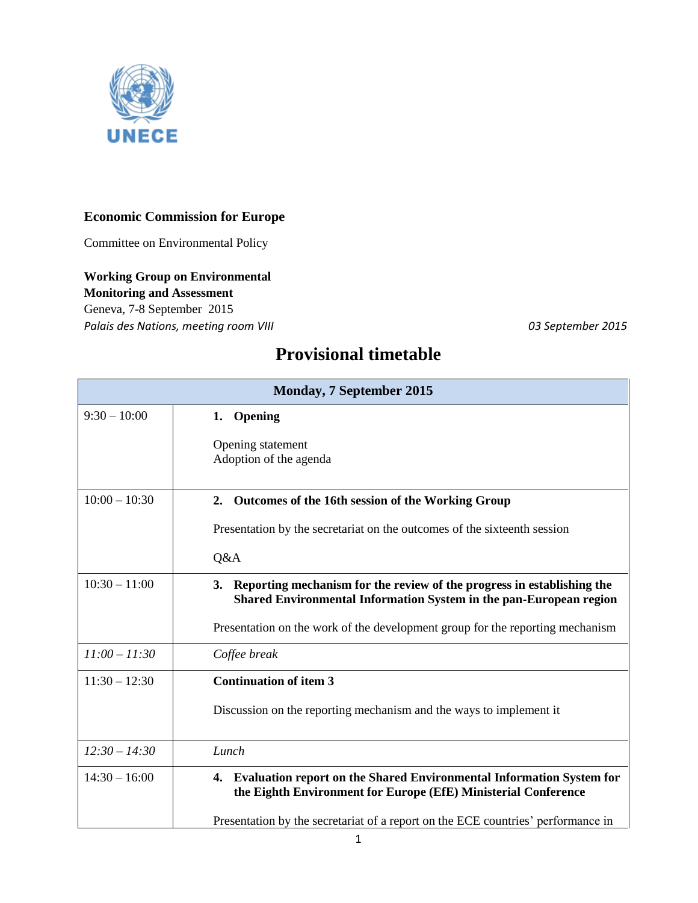UNECE

**Economic Commission for Europe**

Committee on Environmental Policy

**Working Group on Environmental Monitoring and Assessment**
Geneva, 7-8 September 2015
*Palais des Nations, meeting room VIII*

*03 September 2015*

# Provisional timetable

| **Monday, 7 September 2015** | |
|---|---|
| 9:30 – 10:00 | **1. Opening**<br><br>Opening statement<br>Adoption of the agenda |
| 10:00 – 10:30 | **2. Outcomes of the 16th session of the Working Group**<br><br>Presentation by the secretariat on the outcomes of the sixteenth session<br><br>Q&A |
| 10:30 – 11:00 | **3. Reporting mechanism for the review of the progress in establishing the Shared Environmental Information System in the pan-European region**<br><br>Presentation on the work of the development group for the reporting mechanism |
| *11:00 – 11:30* | *Coffee break* |
| 11:30 – 12:30 | **Continuation of item 3**<br><br>Discussion on the reporting mechanism and the ways to implement it |
| *12:30 – 14:30* | *Lunch* |
| 14:30 – 16:00 | **4. Evaluation report on the Shared Environmental Information System for the Eighth Environment for Europe (EfE) Ministerial Conference**<br><br>Presentation by the secretariat of a report on the ECE countries' performance in |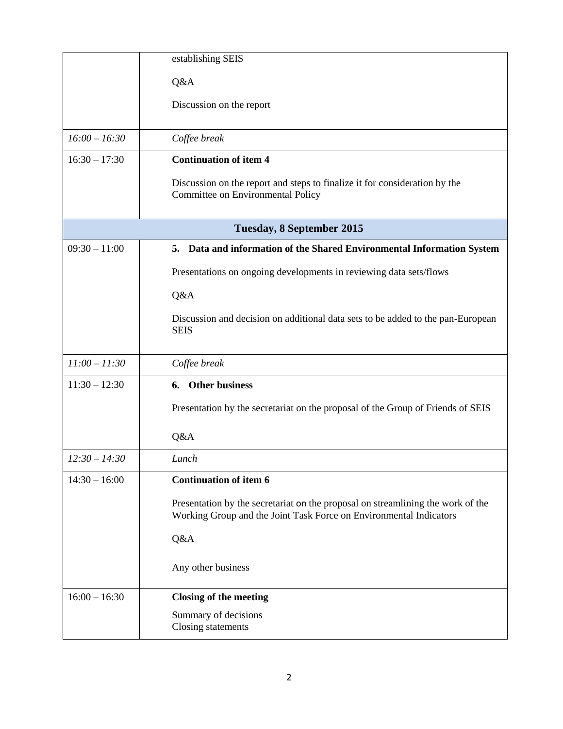| | |
|---|---|
| | establishing SEIS<br><br>Q&A<br><br>Discussion on the report |
| *16:00 – 16:30* | *Coffee break* |
| 16:30 – 17:30 | **Continuation of item 4**<br><br>Discussion on the report and steps to finalize it for consideration by the Committee on Environmental Policy |
| **Tuesday, 8 September 2015** | |
| 09:30 – 11:00 | **5. Data and information of the Shared Environmental Information System**<br><br>Presentations on ongoing developments in reviewing data sets/flows<br><br>Q&A<br><br>Discussion and decision on additional data sets to be added to the pan-European SEIS |
| *11:00 – 11:30* | *Coffee break* |
| 11:30 – 12:30 | **6. Other business**<br><br>Presentation by the secretariat on the proposal of the Group of Friends of SEIS<br><br>Q&A |
| *12:30 – 14:30* | *Lunch* |
| 14:30 – 16:00 | **Continuation of item 6**<br><br>Presentation by the secretariat on the proposal on streamlining the work of the Working Group and the Joint Task Force on Environmental Indicators<br><br>Q&A<br><br>Any other business |
| 16:00 – 16:30 | **Closing of the meeting**<br><br>Summary of decisions<br>Closing statements |